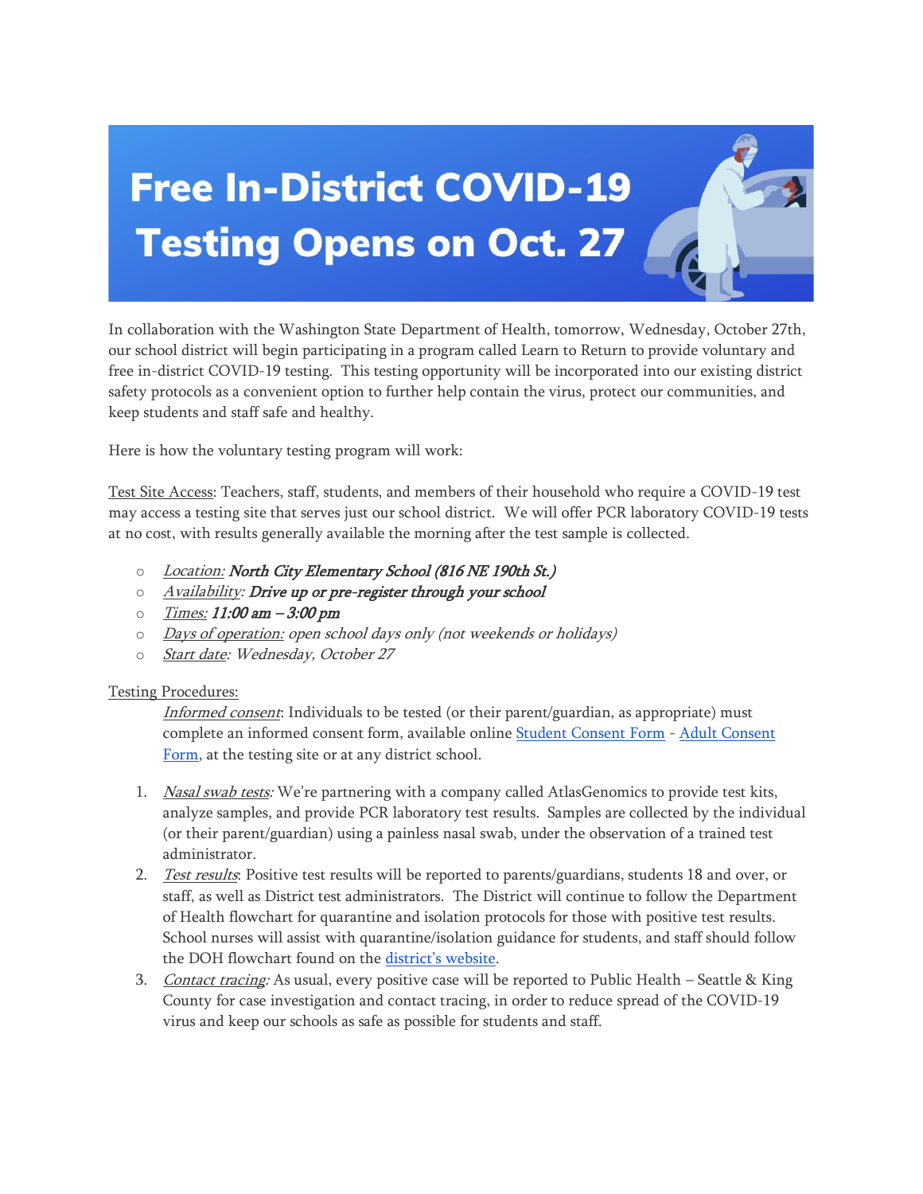# Free In-District COVID-19 Testing Opens on Oct. 27

In collaboration with the Washington State Department of Health, tomorrow, Wednesday, October 27th, our school district will begin participating in a program called Learn to Return to provide voluntary and free in-district COVID-19 testing. This testing opportunity will be incorporated into our existing district safety protocols as a convenient option to further help contain the virus, protect our communities, and keep students and staff safe and healthy.

Here is how the voluntary testing program will work:

Test Site Access: Teachers, staff, students, and members of their household who require a COVID-19 test may access a testing site that serves just our school district. We will offer PCR laboratory COVID-19 tests at no cost, with results generally available the morning after the test sample is collected.

- *Location:* ***North City Elementary School (816 NE 190th St.)***
- *Availability:* ***Drive up or pre-register through your school***
- *Times:* ***11:00 am – 3:00 pm***
- *Days of operation: open school days only (not weekends or holidays)*
- *Start date: Wednesday, October 27*

Testing Procedures:

*Informed consent*: Individuals to be tested (or their parent/guardian, as appropriate) must complete an informed consent form, available online Student Consent Form - Adult Consent Form, at the testing site or at any district school.

1. *Nasal swab tests:* We're partnering with a company called AtlasGenomics to provide test kits, analyze samples, and provide PCR laboratory test results. Samples are collected by the individual (or their parent/guardian) using a painless nasal swab, under the observation of a trained test administrator.
2. *Test results*: Positive test results will be reported to parents/guardians, students 18 and over, or staff, as well as District test administrators. The District will continue to follow the Department of Health flowchart for quarantine and isolation protocols for those with positive test results. School nurses will assist with quarantine/isolation guidance for students, and staff should follow the DOH flowchart found on the district's website.
3. *Contact tracing:* As usual, every positive case will be reported to Public Health – Seattle & King County for case investigation and contact tracing, in order to reduce spread of the COVID-19 virus and keep our schools as safe as possible for students and staff.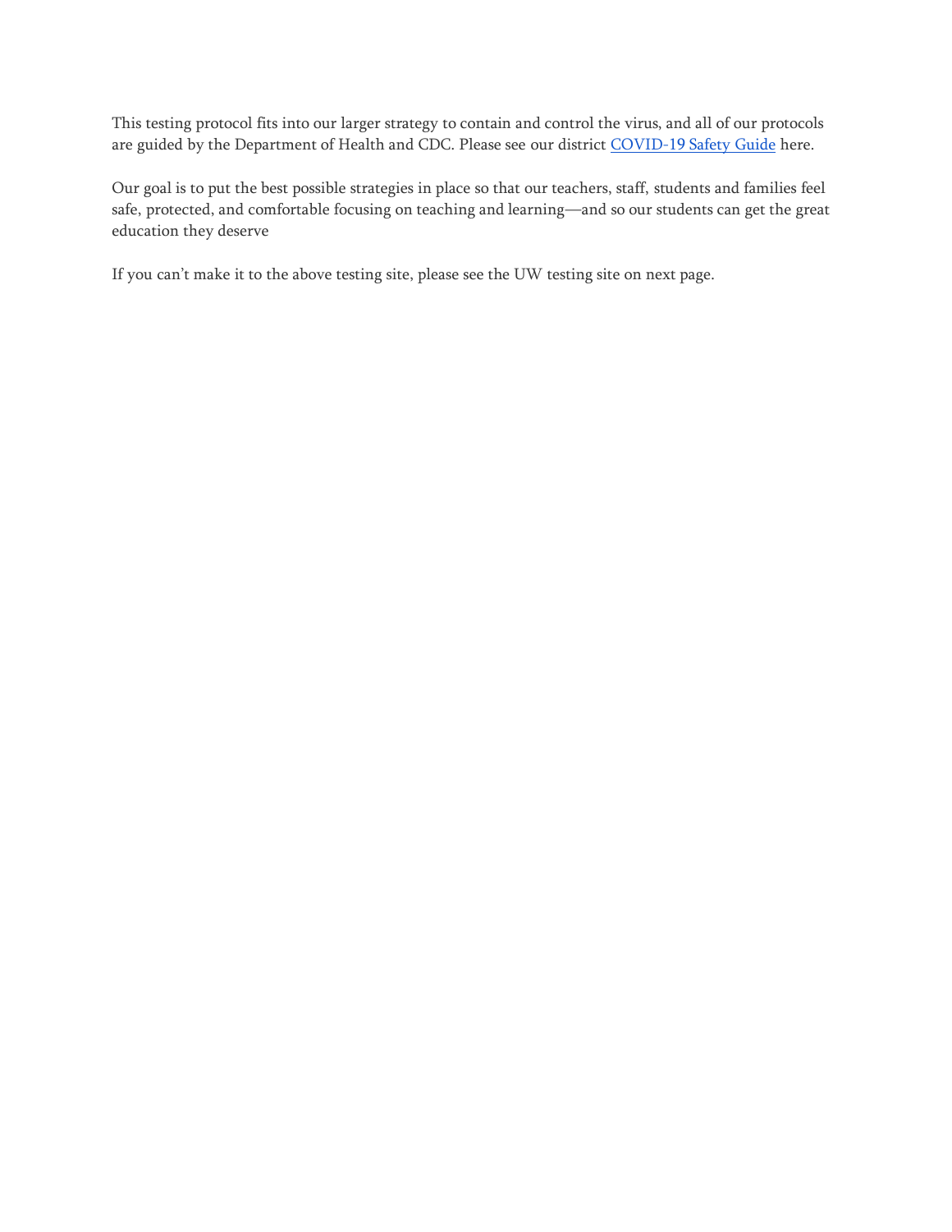This testing protocol fits into our larger strategy to contain and control the virus, and all of our protocols are guided by the Department of Health and CDC. Please see our district COVID-19 Safety Guide here.

Our goal is to put the best possible strategies in place so that our teachers, staff, students and families feel safe, protected, and comfortable focusing on teaching and learning—and so our students can get the great education they deserve

If you can't make it to the above testing site, please see the UW testing site on next page.